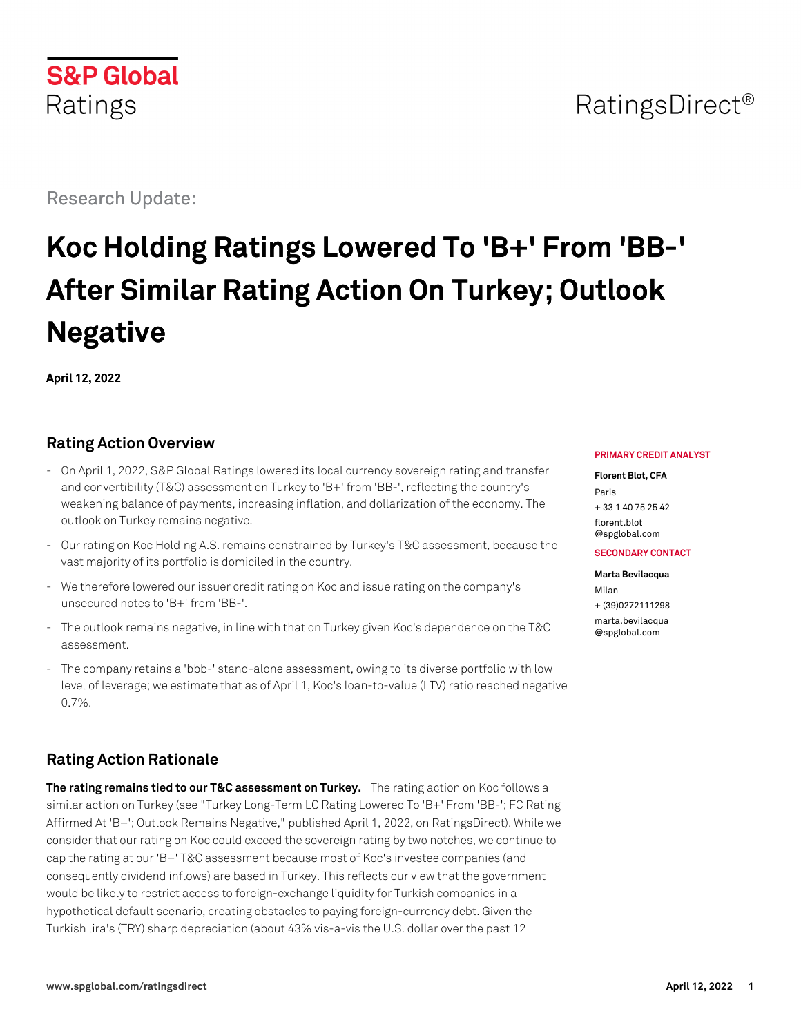S&P Global Ratings

RatingsDirect®

Research Update:

# Koc Holding Ratings Lowered To 'B+' From 'BB-' After Similar Rating Action On Turkey; Outlook Negative

**April 12, 2022**

## Rating Action Overview

- On April 1, 2022, S&P Global Ratings lowered its local currency sovereign rating and transfer and convertibility (T&C) assessment on Turkey to 'B+' from 'BB-', reflecting the country's weakening balance of payments, increasing inflation, and dollarization of the economy. The outlook on Turkey remains negative.
- Our rating on Koc Holding A.S. remains constrained by Turkey's T&C assessment, because the vast majority of its portfolio is domiciled in the country.
- We therefore lowered our issuer credit rating on Koc and issue rating on the company's unsecured notes to 'B+' from 'BB-'.
- The outlook remains negative, in line with that on Turkey given Koc's dependence on the T&C assessment.
- The company retains a 'bbb-' stand-alone assessment, owing to its diverse portfolio with low level of leverage; we estimate that as of April 1, Koc's loan-to-value (LTV) ratio reached negative 0.7%.

**PRIMARY CREDIT ANALYST**

**Florent Blot, CFA**
Paris
+ 33 1 40 75 25 42
florent.blot@spglobal.com

**SECONDARY CONTACT**

**Marta Bevilacqua**
Milan
+ (39)0272111298
marta.bevilacqua@spglobal.com

## Rating Action Rationale

**The rating remains tied to our T&C assessment on Turkey.** The rating action on Koc follows a similar action on Turkey (see "Turkey Long-Term LC Rating Lowered To 'B+' From 'BB-'; FC Rating Affirmed At 'B+'; Outlook Remains Negative," published April 1, 2022, on RatingsDirect). While we consider that our rating on Koc could exceed the sovereign rating by two notches, we continue to cap the rating at our 'B+' T&C assessment because most of Koc's investee companies (and consequently dividend inflows) are based in Turkey. This reflects our view that the government would be likely to restrict access to foreign-exchange liquidity for Turkish companies in a hypothetical default scenario, creating obstacles to paying foreign-currency debt. Given the Turkish lira's (TRY) sharp depreciation (about 43% vis-a-vis the U.S. dollar over the past 12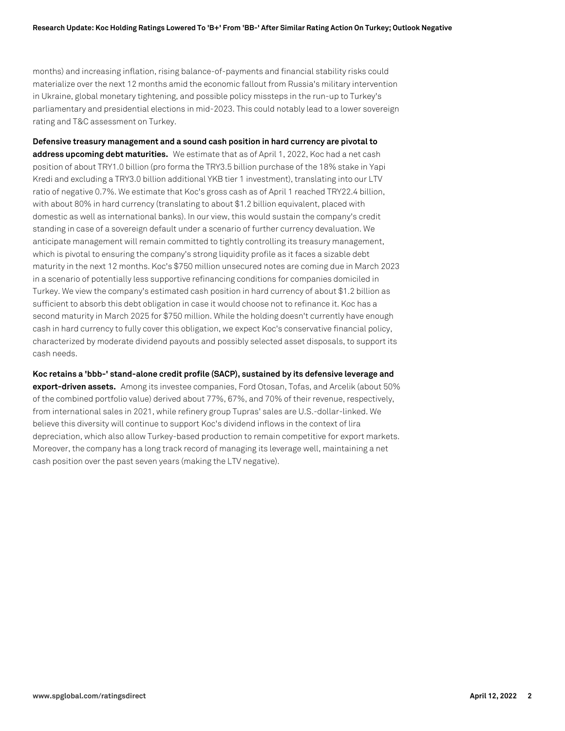months) and increasing inflation, rising balance-of-payments and financial stability risks could materialize over the next 12 months amid the economic fallout from Russia's military intervention in Ukraine, global monetary tightening, and possible policy missteps in the run-up to Turkey's parliamentary and presidential elections in mid-2023. This could notably lead to a lower sovereign rating and T&C assessment on Turkey.

**Defensive treasury management and a sound cash position in hard currency are pivotal to address upcoming debt maturities.** We estimate that as of April 1, 2022, Koc had a net cash position of about TRY1.0 billion (pro forma the TRY3.5 billion purchase of the 18% stake in Yapi Kredi and excluding a TRY3.0 billion additional YKB tier 1 investment), translating into our LTV ratio of negative 0.7%. We estimate that Koc's gross cash as of April 1 reached TRY22.4 billion, with about 80% in hard currency (translating to about $1.2 billion equivalent, placed with domestic as well as international banks). In our view, this would sustain the company's credit standing in case of a sovereign default under a scenario of further currency devaluation. We anticipate management will remain committed to tightly controlling its treasury management, which is pivotal to ensuring the company's strong liquidity profile as it faces a sizable debt maturity in the next 12 months. Koc's $750 million unsecured notes are coming due in March 2023 in a scenario of potentially less supportive refinancing conditions for companies domiciled in Turkey. We view the company's estimated cash position in hard currency of about $1.2 billion as sufficient to absorb this debt obligation in case it would choose not to refinance it. Koc has a second maturity in March 2025 for $750 million. While the holding doesn't currently have enough cash in hard currency to fully cover this obligation, we expect Koc's conservative financial policy, characterized by moderate dividend payouts and possibly selected asset disposals, to support its cash needs.

**Koc retains a 'bbb-' stand-alone credit profile (SACP), sustained by its defensive leverage and export-driven assets.** Among its investee companies, Ford Otosan, Tofas, and Arcelik (about 50% of the combined portfolio value) derived about 77%, 67%, and 70% of their revenue, respectively, from international sales in 2021, while refinery group Tupras' sales are U.S.-dollar-linked. We believe this diversity will continue to support Koc's dividend inflows in the context of lira depreciation, which also allow Turkey-based production to remain competitive for export markets. Moreover, the company has a long track record of managing its leverage well, maintaining a net cash position over the past seven years (making the LTV negative).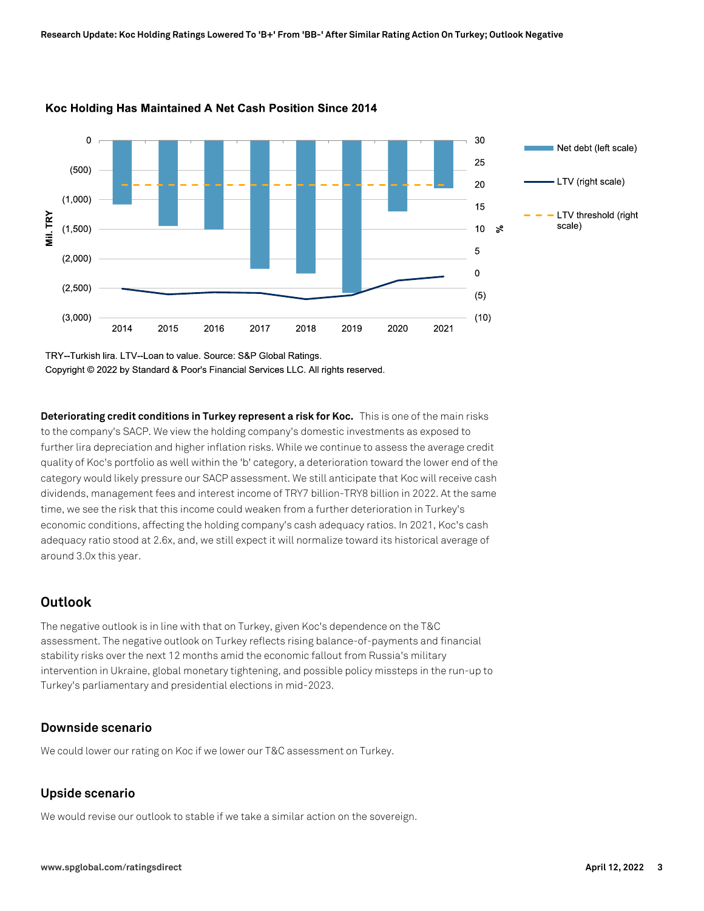**Koc Holding Has Maintained A Net Cash Position Since 2014**

TRY--Turkish lira. LTV--Loan to value. Source: S&P Global Ratings.

Copyright © 2022 by Standard & Poor's Financial Services LLC. All rights reserved.

**Deteriorating credit conditions in Turkey represent a risk for Koc.** This is one of the main risks to the company's SACP. We view the holding company's domestic investments as exposed to further lira depreciation and higher inflation risks. While we continue to assess the average credit quality of Koc's portfolio as well within the 'b' category, a deterioration toward the lower end of the category would likely pressure our SACP assessment. We still anticipate that Koc will receive cash dividends, management fees and interest income of TRY7 billion-TRY8 billion in 2022. At the same time, we see the risk that this income could weaken from a further deterioration in Turkey's economic conditions, affecting the holding company's cash adequacy ratios. In 2021, Koc's cash adequacy ratio stood at 2.6x, and, we still expect it will normalize toward its historical average of around 3.0x this year.

## Outlook

The negative outlook is in line with that on Turkey, given Koc's dependence on the T&C assessment. The negative outlook on Turkey reflects rising balance-of-payments and financial stability risks over the next 12 months amid the economic fallout from Russia's military intervention in Ukraine, global monetary tightening, and possible policy missteps in the run-up to Turkey's parliamentary and presidential elections in mid-2023.

### Downside scenario

We could lower our rating on Koc if we lower our T&C assessment on Turkey.

### Upside scenario

We would revise our outlook to stable if we take a similar action on the sovereign.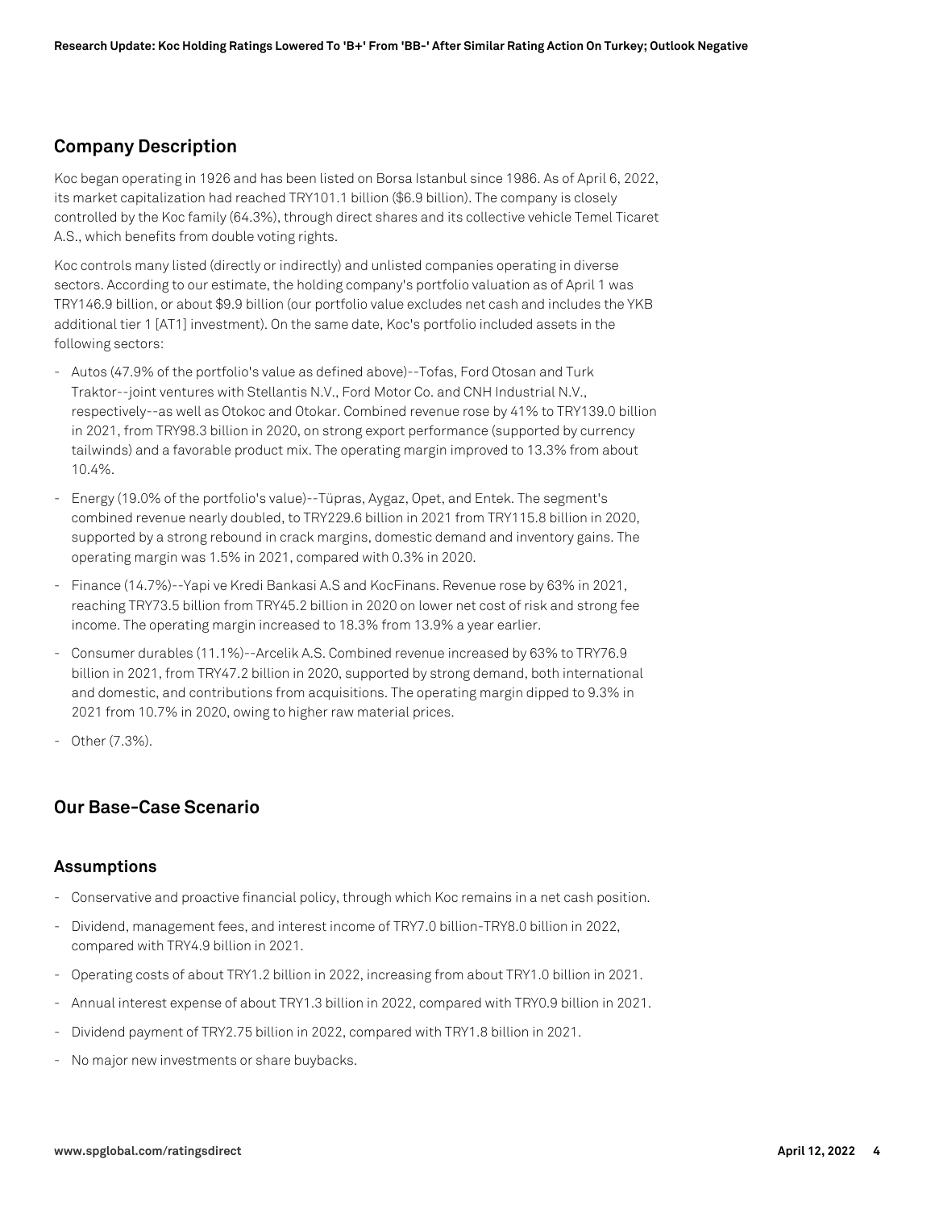## Company Description

Koc began operating in 1926 and has been listed on Borsa Istanbul since 1986. As of April 6, 2022, its market capitalization had reached TRY101.1 billion ($6.9 billion). The company is closely controlled by the Koc family (64.3%), through direct shares and its collective vehicle Temel Ticaret A.S., which benefits from double voting rights.

Koc controls many listed (directly or indirectly) and unlisted companies operating in diverse sectors. According to our estimate, the holding company's portfolio valuation as of April 1 was TRY146.9 billion, or about $9.9 billion (our portfolio value excludes net cash and includes the YKB additional tier 1 [AT1] investment). On the same date, Koc's portfolio included assets in the following sectors:

- Autos (47.9% of the portfolio's value as defined above)--Tofas, Ford Otosan and Turk Traktor--joint ventures with Stellantis N.V., Ford Motor Co. and CNH Industrial N.V., respectively--as well as Otokoc and Otokar. Combined revenue rose by 41% to TRY139.0 billion in 2021, from TRY98.3 billion in 2020, on strong export performance (supported by currency tailwinds) and a favorable product mix. The operating margin improved to 13.3% from about 10.4%.
- Energy (19.0% of the portfolio's value)--Tüpras, Aygaz, Opet, and Entek. The segment's combined revenue nearly doubled, to TRY229.6 billion in 2021 from TRY115.8 billion in 2020, supported by a strong rebound in crack margins, domestic demand and inventory gains. The operating margin was 1.5% in 2021, compared with 0.3% in 2020.
- Finance (14.7%)--Yapi ve Kredi Bankasi A.S and KocFinans. Revenue rose by 63% in 2021, reaching TRY73.5 billion from TRY45.2 billion in 2020 on lower net cost of risk and strong fee income. The operating margin increased to 18.3% from 13.9% a year earlier.
- Consumer durables (11.1%)--Arcelik A.S. Combined revenue increased by 63% to TRY76.9 billion in 2021, from TRY47.2 billion in 2020, supported by strong demand, both international and domestic, and contributions from acquisitions. The operating margin dipped to 9.3% in 2021 from 10.7% in 2020, owing to higher raw material prices.
- Other (7.3%).

## Our Base-Case Scenario

### Assumptions

- Conservative and proactive financial policy, through which Koc remains in a net cash position.
- Dividend, management fees, and interest income of TRY7.0 billion-TRY8.0 billion in 2022, compared with TRY4.9 billion in 2021.
- Operating costs of about TRY1.2 billion in 2022, increasing from about TRY1.0 billion in 2021.
- Annual interest expense of about TRY1.3 billion in 2022, compared with TRY0.9 billion in 2021.
- Dividend payment of TRY2.75 billion in 2022, compared with TRY1.8 billion in 2021.
- No major new investments or share buybacks.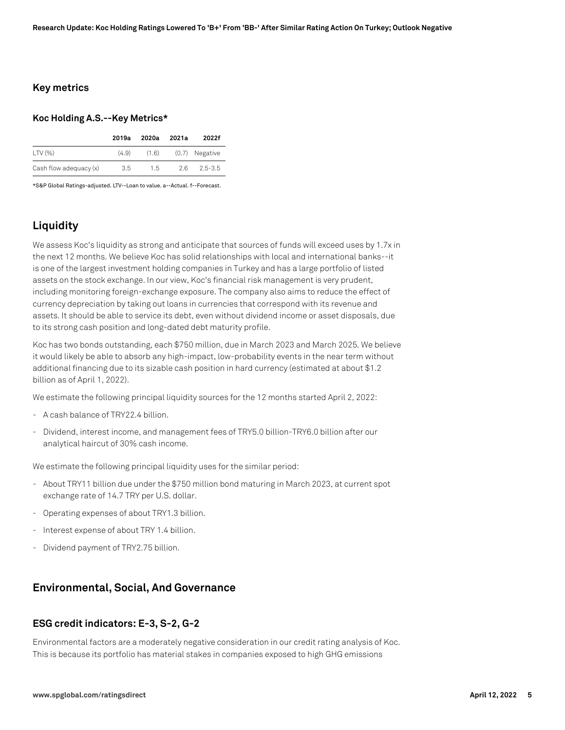### Key metrics

#### Koc Holding A.S.--Key Metrics*

| | 2019a | 2020a | 2021a | 2022f |
|---|---|---|---|---|
| LTV (%) | (4.9) | (1.6) | (0.7) | Negative |
| Cash flow adequacy (x) | 3.5 | 1.5 | 2.6 | 2.5-3.5 |

*S&P Global Ratings-adjusted. LTV--Loan to value. a--Actual. f--Forecast.

## Liquidity

We assess Koc's liquidity as strong and anticipate that sources of funds will exceed uses by 1.7x in the next 12 months. We believe Koc has solid relationships with local and international banks--it is one of the largest investment holding companies in Turkey and has a large portfolio of listed assets on the stock exchange. In our view, Koc's financial risk management is very prudent, including monitoring foreign-exchange exposure. The company also aims to reduce the effect of currency depreciation by taking out loans in currencies that correspond with its revenue and assets. It should be able to service its debt, even without dividend income or asset disposals, due to its strong cash position and long-dated debt maturity profile.

Koc has two bonds outstanding, each $750 million, due in March 2023 and March 2025. We believe it would likely be able to absorb any high-impact, low-probability events in the near term without additional financing due to its sizable cash position in hard currency (estimated at about $1.2 billion as of April 1, 2022).

We estimate the following principal liquidity sources for the 12 months started April 2, 2022:

- A cash balance of TRY22.4 billion.
- Dividend, interest income, and management fees of TRY5.0 billion-TRY6.0 billion after our analytical haircut of 30% cash income.

We estimate the following principal liquidity uses for the similar period:

- About TRY11 billion due under the $750 million bond maturing in March 2023, at current spot exchange rate of 14.7 TRY per U.S. dollar.
- Operating expenses of about TRY1.3 billion.
- Interest expense of about TRY 1.4 billion.
- Dividend payment of TRY2.75 billion.

## Environmental, Social, And Governance

### ESG credit indicators: E-3, S-2, G-2

Environmental factors are a moderately negative consideration in our credit rating analysis of Koc. This is because its portfolio has material stakes in companies exposed to high GHG emissions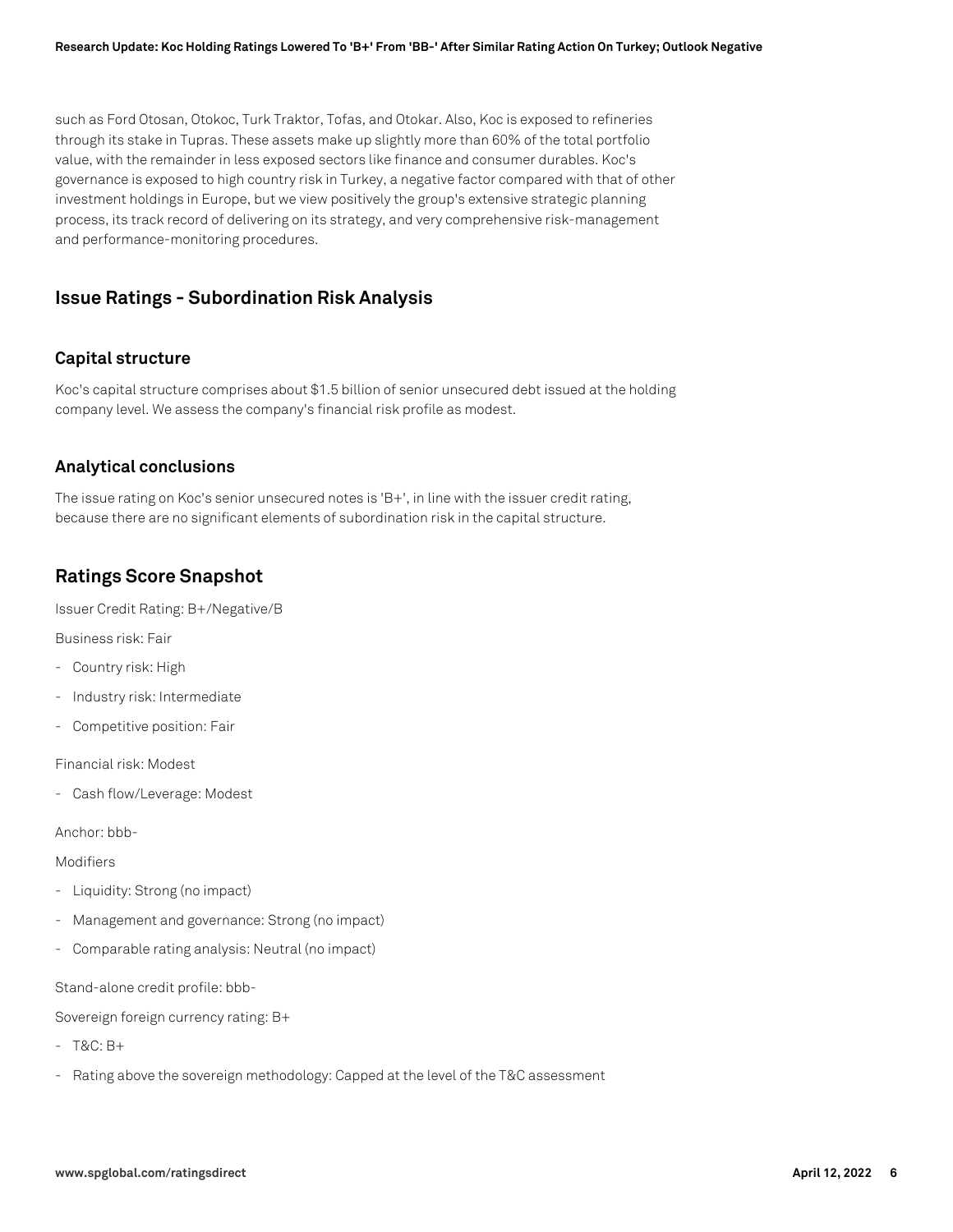such as Ford Otosan, Otokoc, Turk Traktor, Tofas, and Otokar. Also, Koc is exposed to refineries through its stake in Tupras. These assets make up slightly more than 60% of the total portfolio value, with the remainder in less exposed sectors like finance and consumer durables. Koc's governance is exposed to high country risk in Turkey, a negative factor compared with that of other investment holdings in Europe, but we view positively the group's extensive strategic planning process, its track record of delivering on its strategy, and very comprehensive risk-management and performance-monitoring procedures.

## Issue Ratings - Subordination Risk Analysis

### Capital structure

Koc's capital structure comprises about $1.5 billion of senior unsecured debt issued at the holding company level. We assess the company's financial risk profile as modest.

### Analytical conclusions

The issue rating on Koc's senior unsecured notes is 'B+', in line with the issuer credit rating, because there are no significant elements of subordination risk in the capital structure.

## Ratings Score Snapshot

Issuer Credit Rating: B+/Negative/B

Business risk: Fair

- Country risk: High
- Industry risk: Intermediate
- Competitive position: Fair

Financial risk: Modest

- Cash flow/Leverage: Modest

Anchor: bbb-

Modifiers

- Liquidity: Strong (no impact)
- Management and governance: Strong (no impact)
- Comparable rating analysis: Neutral (no impact)

Stand-alone credit profile: bbb-

Sovereign foreign currency rating: B+

- T&C: B+
- Rating above the sovereign methodology: Capped at the level of the T&C assessment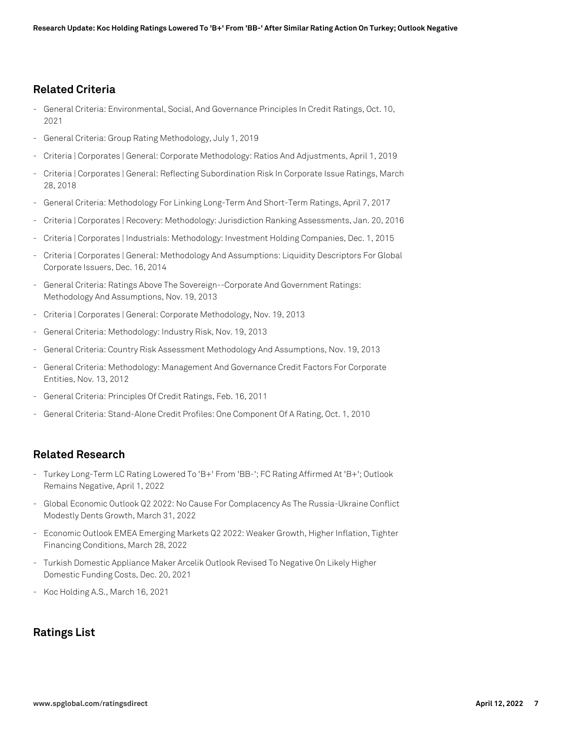## Related Criteria

- General Criteria: Environmental, Social, And Governance Principles In Credit Ratings, Oct. 10, 2021
- General Criteria: Group Rating Methodology, July 1, 2019
- Criteria | Corporates | General: Corporate Methodology: Ratios And Adjustments, April 1, 2019
- Criteria | Corporates | General: Reflecting Subordination Risk In Corporate Issue Ratings, March 28, 2018
- General Criteria: Methodology For Linking Long-Term And Short-Term Ratings, April 7, 2017
- Criteria | Corporates | Recovery: Methodology: Jurisdiction Ranking Assessments, Jan. 20, 2016
- Criteria | Corporates | Industrials: Methodology: Investment Holding Companies, Dec. 1, 2015
- Criteria | Corporates | General: Methodology And Assumptions: Liquidity Descriptors For Global Corporate Issuers, Dec. 16, 2014
- General Criteria: Ratings Above The Sovereign--Corporate And Government Ratings: Methodology And Assumptions, Nov. 19, 2013
- Criteria | Corporates | General: Corporate Methodology, Nov. 19, 2013
- General Criteria: Methodology: Industry Risk, Nov. 19, 2013
- General Criteria: Country Risk Assessment Methodology And Assumptions, Nov. 19, 2013
- General Criteria: Methodology: Management And Governance Credit Factors For Corporate Entities, Nov. 13, 2012
- General Criteria: Principles Of Credit Ratings, Feb. 16, 2011
- General Criteria: Stand-Alone Credit Profiles: One Component Of A Rating, Oct. 1, 2010

## Related Research

- Turkey Long-Term LC Rating Lowered To 'B+' From 'BB-'; FC Rating Affirmed At 'B+'; Outlook Remains Negative, April 1, 2022
- Global Economic Outlook Q2 2022: No Cause For Complacency As The Russia-Ukraine Conflict Modestly Dents Growth, March 31, 2022
- Economic Outlook EMEA Emerging Markets Q2 2022: Weaker Growth, Higher Inflation, Tighter Financing Conditions, March 28, 2022
- Turkish Domestic Appliance Maker Arcelik Outlook Revised To Negative On Likely Higher Domestic Funding Costs, Dec. 20, 2021
- Koc Holding A.S., March 16, 2021

## Ratings List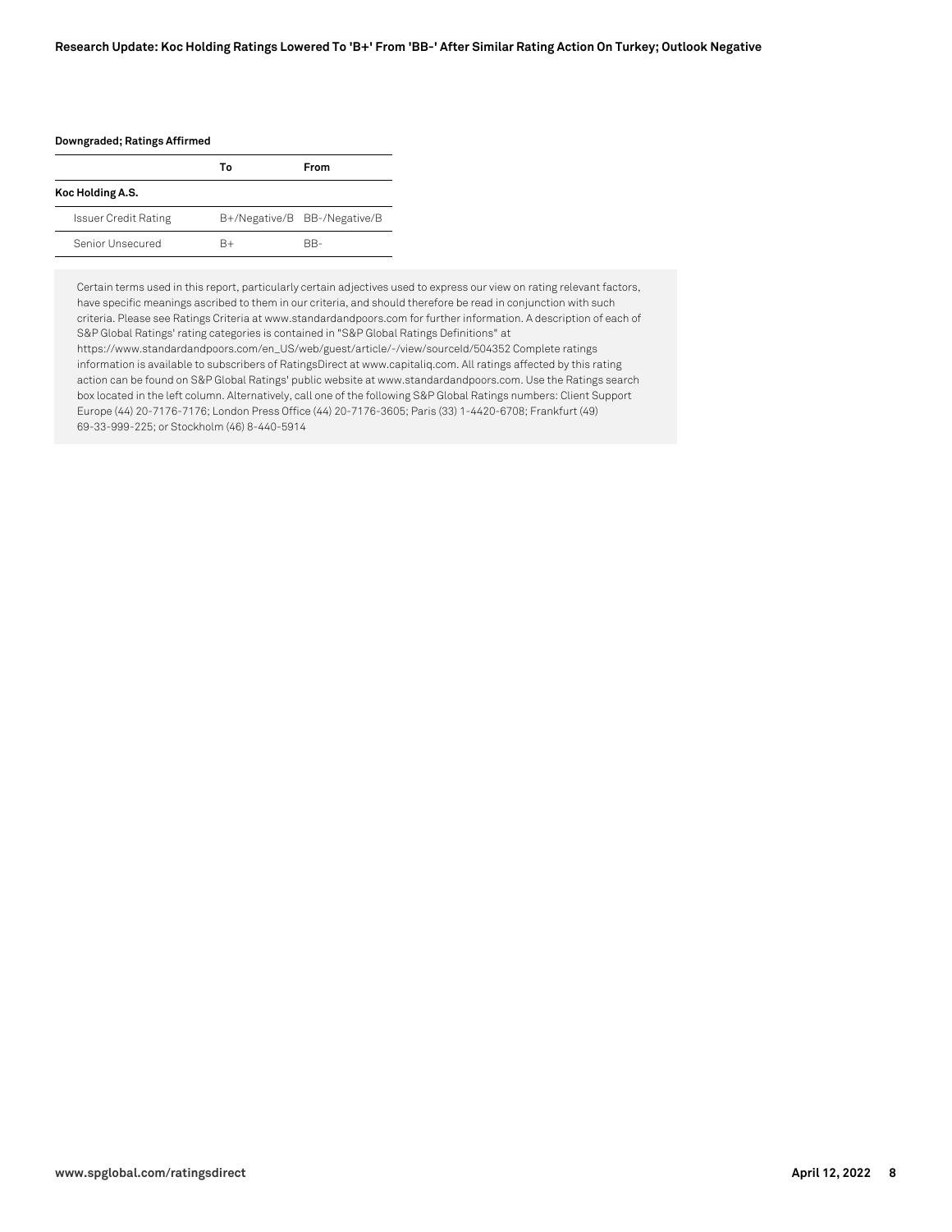**Downgraded; Ratings Affirmed**

| | To | From |
|---|---|---|
| **Koc Holding A.S.** | | |
| Issuer Credit Rating | B+/Negative/B | BB-/Negative/B |
| Senior Unsecured | B+ | BB- |

Certain terms used in this report, particularly certain adjectives used to express our view on rating relevant factors, have specific meanings ascribed to them in our criteria, and should therefore be read in conjunction with such criteria. Please see Ratings Criteria at www.standardandpoors.com for further information. A description of each of S&P Global Ratings' rating categories is contained in "S&P Global Ratings Definitions" at https://www.standardandpoors.com/en_US/web/guest/article/-/view/sourceId/504352 Complete ratings information is available to subscribers of RatingsDirect at www.capitaliq.com. All ratings affected by this rating action can be found on S&P Global Ratings' public website at www.standardandpoors.com. Use the Ratings search box located in the left column. Alternatively, call one of the following S&P Global Ratings numbers: Client Support Europe (44) 20-7176-7176; London Press Office (44) 20-7176-3605; Paris (33) 1-4420-6708; Frankfurt (49) 69-33-999-225; or Stockholm (46) 8-440-5914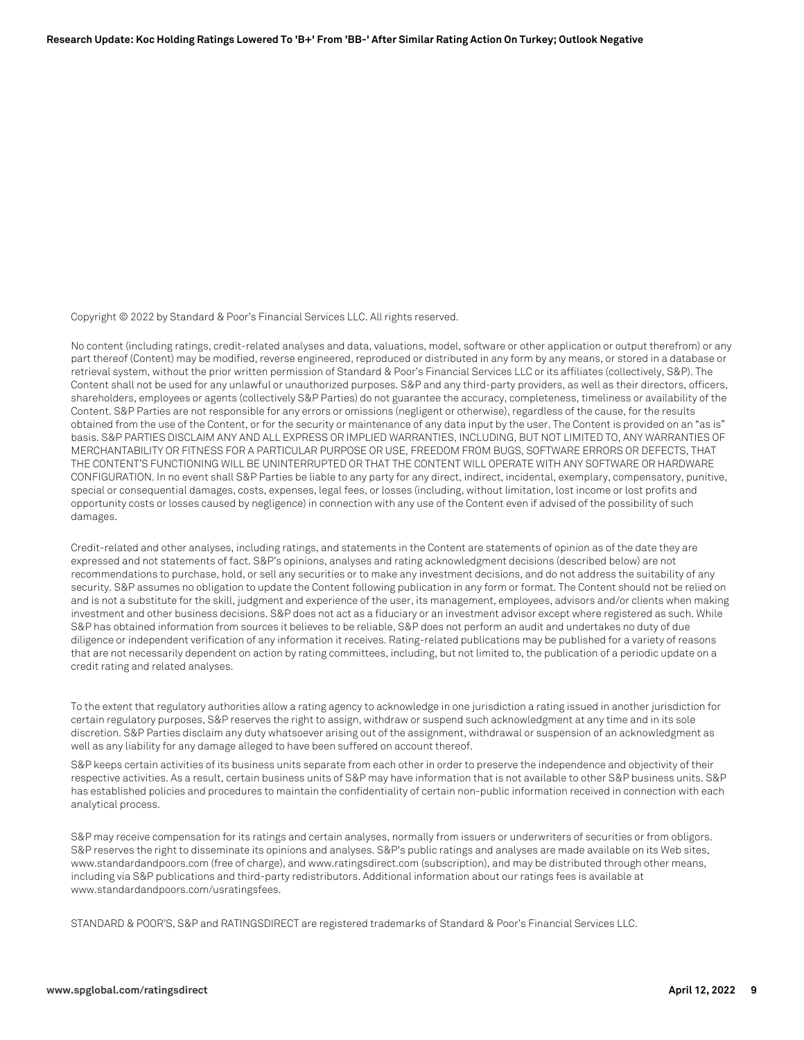Copyright © 2022 by Standard & Poor's Financial Services LLC. All rights reserved.

No content (including ratings, credit-related analyses and data, valuations, model, software or other application or output therefrom) or any part thereof (Content) may be modified, reverse engineered, reproduced or distributed in any form by any means, or stored in a database or retrieval system, without the prior written permission of Standard & Poor's Financial Services LLC or its affiliates (collectively, S&P). The Content shall not be used for any unlawful or unauthorized purposes. S&P and any third-party providers, as well as their directors, officers, shareholders, employees or agents (collectively S&P Parties) do not guarantee the accuracy, completeness, timeliness or availability of the Content. S&P Parties are not responsible for any errors or omissions (negligent or otherwise), regardless of the cause, for the results obtained from the use of the Content, or for the security or maintenance of any data input by the user. The Content is provided on an "as is" basis. S&P PARTIES DISCLAIM ANY AND ALL EXPRESS OR IMPLIED WARRANTIES, INCLUDING, BUT NOT LIMITED TO, ANY WARRANTIES OF MERCHANTABILITY OR FITNESS FOR A PARTICULAR PURPOSE OR USE, FREEDOM FROM BUGS, SOFTWARE ERRORS OR DEFECTS, THAT THE CONTENT'S FUNCTIONING WILL BE UNINTERRUPTED OR THAT THE CONTENT WILL OPERATE WITH ANY SOFTWARE OR HARDWARE CONFIGURATION. In no event shall S&P Parties be liable to any party for any direct, indirect, incidental, exemplary, compensatory, punitive, special or consequential damages, costs, expenses, legal fees, or losses (including, without limitation, lost income or lost profits and opportunity costs or losses caused by negligence) in connection with any use of the Content even if advised of the possibility of such damages.

Credit-related and other analyses, including ratings, and statements in the Content are statements of opinion as of the date they are expressed and not statements of fact. S&P's opinions, analyses and rating acknowledgment decisions (described below) are not recommendations to purchase, hold, or sell any securities or to make any investment decisions, and do not address the suitability of any security. S&P assumes no obligation to update the Content following publication in any form or format. The Content should not be relied on and is not a substitute for the skill, judgment and experience of the user, its management, employees, advisors and/or clients when making investment and other business decisions. S&P does not act as a fiduciary or an investment advisor except where registered as such. While S&P has obtained information from sources it believes to be reliable, S&P does not perform an audit and undertakes no duty of due diligence or independent verification of any information it receives. Rating-related publications may be published for a variety of reasons that are not necessarily dependent on action by rating committees, including, but not limited to, the publication of a periodic update on a credit rating and related analyses.

To the extent that regulatory authorities allow a rating agency to acknowledge in one jurisdiction a rating issued in another jurisdiction for certain regulatory purposes, S&P reserves the right to assign, withdraw or suspend such acknowledgment at any time and in its sole discretion. S&P Parties disclaim any duty whatsoever arising out of the assignment, withdrawal or suspension of an acknowledgment as well as any liability for any damage alleged to have been suffered on account thereof.

S&P keeps certain activities of its business units separate from each other in order to preserve the independence and objectivity of their respective activities. As a result, certain business units of S&P may have information that is not available to other S&P business units. S&P has established policies and procedures to maintain the confidentiality of certain non-public information received in connection with each analytical process.

S&P may receive compensation for its ratings and certain analyses, normally from issuers or underwriters of securities or from obligors. S&P reserves the right to disseminate its opinions and analyses. S&P's public ratings and analyses are made available on its Web sites, www.standardandpoors.com (free of charge), and www.ratingsdirect.com (subscription), and may be distributed through other means, including via S&P publications and third-party redistributors. Additional information about our ratings fees is available at www.standardandpoors.com/usratingsfees.

STANDARD & POOR'S, S&P and RATINGSDIRECT are registered trademarks of Standard & Poor's Financial Services LLC.